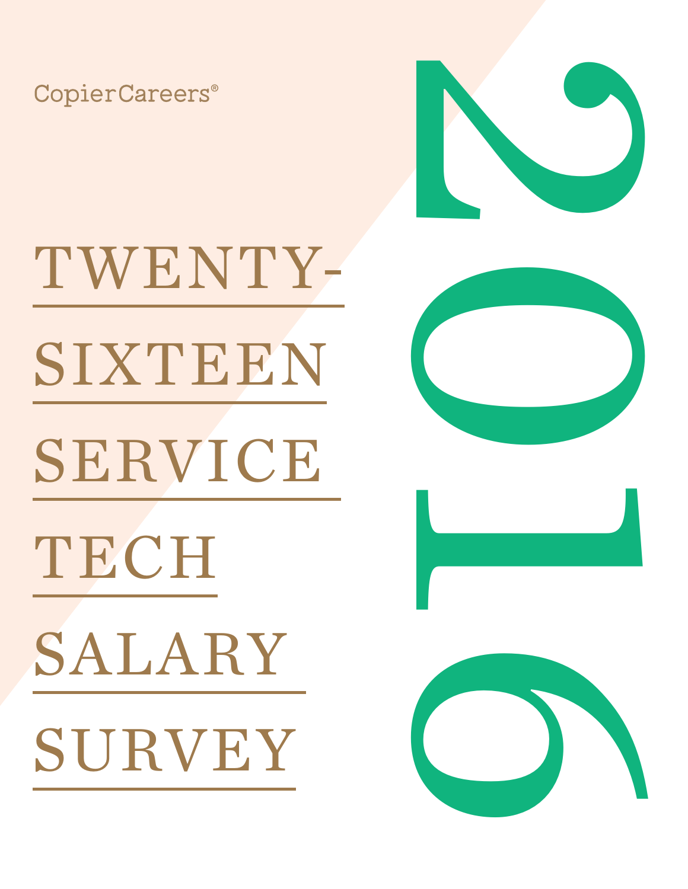CopierCareers®

# TWENTY-SIXTEEN SERVICE TECH SALARY SURVEY

2016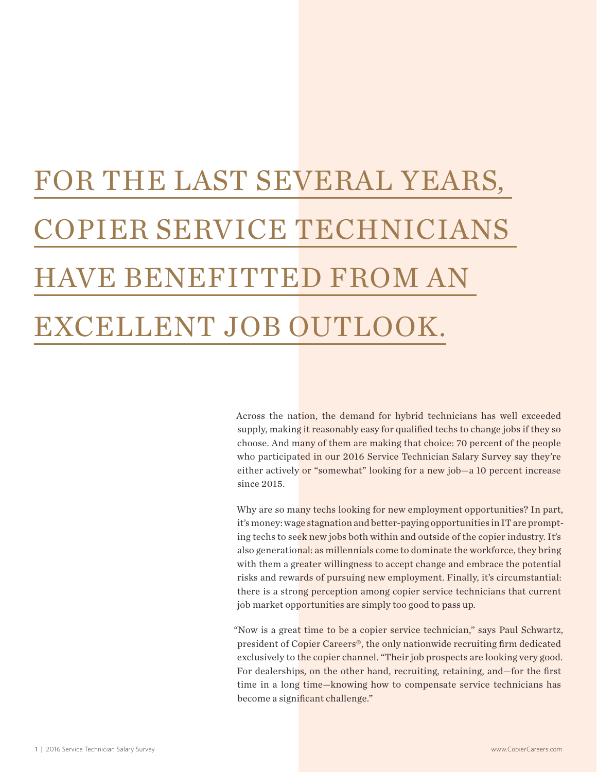# FOR THE LAST SEVERAL YEARS, COPIER SERVICE TECHNICIANS HAVE BENEFITTED FROM AN EXCELLENT JOB OUTLOOK.

Across the nation, the demand for hybrid technicians has well exceeded supply, making it reasonably easy for qualified techs to change jobs if they so choose. And many of them are making that choice: 70 percent of the people who participated in our 2016 Service Technician Salary Survey say they're either actively or "somewhat" looking for a new job—a 10 percent increase since 2015.

Why are so many techs looking for new employment opportunities? In part, it's money: wage stagnation and better-paying opportunities in IT are prompting techs to seek new jobs both within and outside of the copier industry. It's also generational: as millennials come to dominate the workforce, they bring with them a greater willingness to accept change and embrace the potential risks and rewards of pursuing new employment. Finally, it's circumstantial: there is a strong perception among copier service technicians that current job market opportunities are simply too good to pass up.

"Now is a great time to be a copier service technician," says Paul Schwartz, president of Copier Careers®, the only nationwide recruiting firm dedicated exclusively to the copier channel. "Their job prospects are looking very good. For dealerships, on the other hand, recruiting, retaining, and—for the first time in a long time—knowing how to compensate service technicians has become a significant challenge."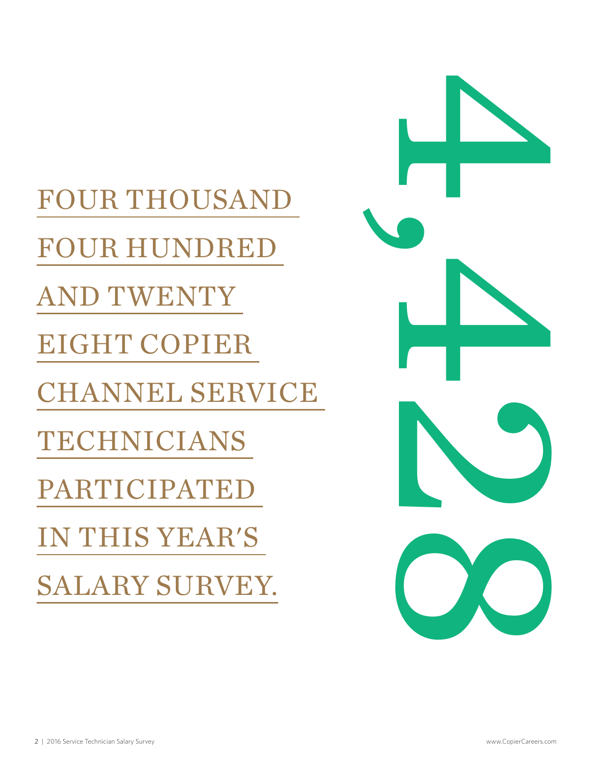FOUR THOUSAND FOUR HUNDRED AND TWENTY EIGHT COPIER CHANNEL SERVICE TECHNICIANS PARTICIPATED IN THIS YEAR'S SALARY SURVEY.

4,428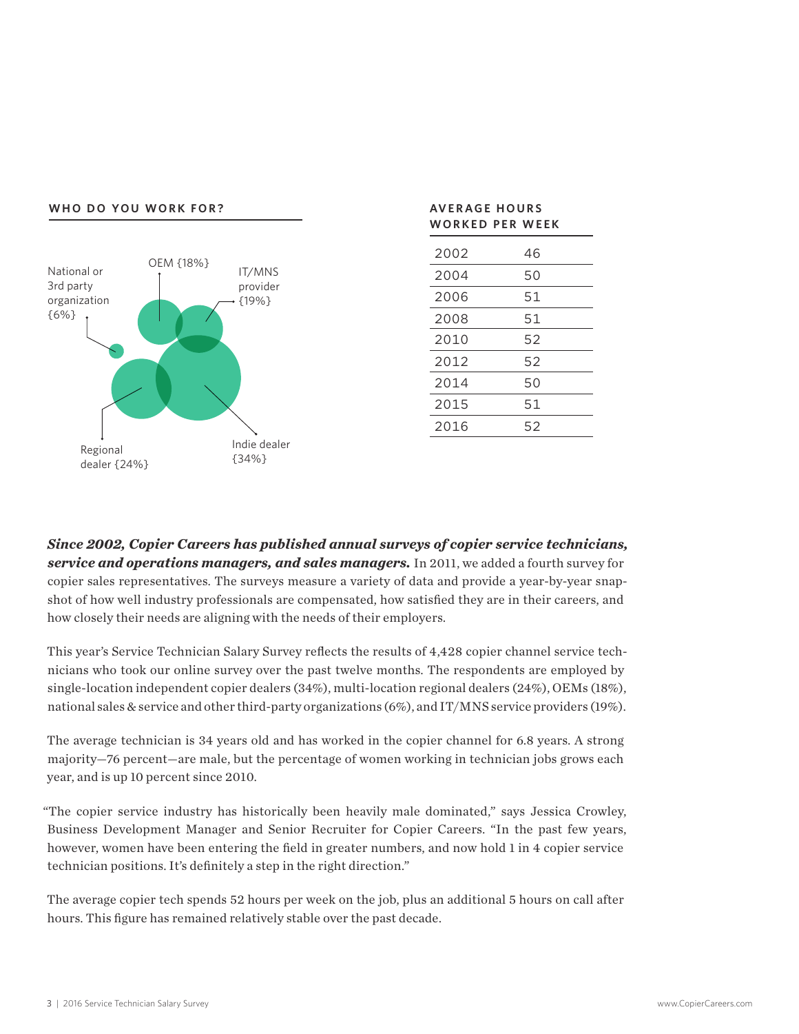## WHO DO YOU WORK FOR?

National or 3rd party organization {6%}

OEM {18%}

IT/MNS provider {19%}

Regional dealer {24%}

Indie dealer {34%}

## AVERAGE HOURS WORKED PER WEEK

| Year | Hours |
|---|---|
| 2002 | 46 |
| 2004 | 50 |
| 2006 | 51 |
| 2008 | 51 |
| 2010 | 52 |
| 2012 | 52 |
| 2014 | 50 |
| 2015 | 51 |
| 2016 | 52 |

***Since 2002, Copier Careers has published annual surveys of copier service technicians, service and operations managers, and sales managers.*** In 2011, we added a fourth survey for copier sales representatives. The surveys measure a variety of data and provide a year-by-year snapshot of how well industry professionals are compensated, how satisfied they are in their careers, and how closely their needs are aligning with the needs of their employers.

This year's Service Technician Salary Survey reflects the results of 4,428 copier channel service technicians who took our online survey over the past twelve months. The respondents are employed by single-location independent copier dealers (34%), multi-location regional dealers (24%), OEMs (18%), national sales & service and other third-party organizations (6%), and IT/MNS service providers (19%).

The average technician is 34 years old and has worked in the copier channel for 6.8 years. A strong majority—76 percent—are male, but the percentage of women working in technician jobs grows each year, and is up 10 percent since 2010.

"The copier service industry has historically been heavily male dominated," says Jessica Crowley, Business Development Manager and Senior Recruiter for Copier Careers. "In the past few years, however, women have been entering the field in greater numbers, and now hold 1 in 4 copier service technician positions. It's definitely a step in the right direction."

The average copier tech spends 52 hours per week on the job, plus an additional 5 hours on call after hours. This figure has remained relatively stable over the past decade.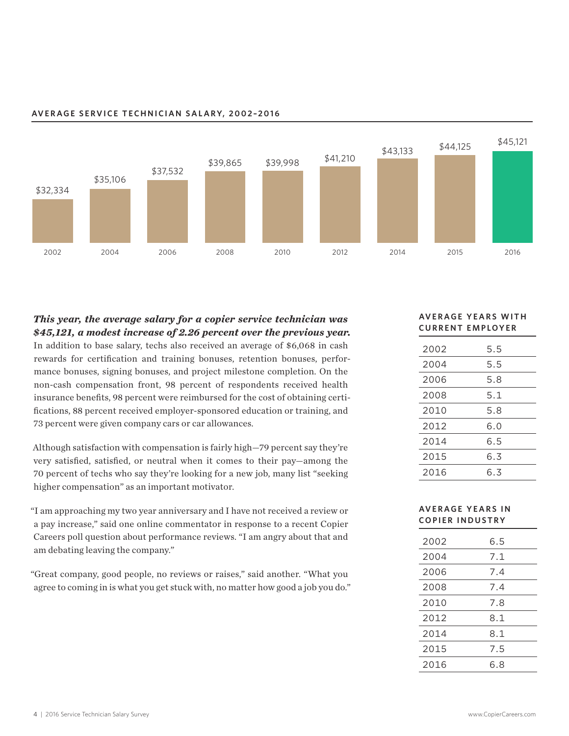**AVERAGE SERVICE TECHNICIAN SALARY, 2002–2016**

| Year | Salary |
|---|---|
| 2002 | $32,334 |
| 2004 | $35,106 |
| 2006 | $37,532 |
| 2008 | $39,865 |
| 2010 | $39,998 |
| 2012 | $41,210 |
| 2014 | $43,133 |
| 2015 | $44,125 |
| 2016 | $45,121 |

***This year, the average salary for a copier service technician was $45,121, a modest increase of 2.26 percent over the previous year.*** In addition to base salary, techs also received an average of $6,068 in cash rewards for certification and training bonuses, retention bonuses, performance bonuses, signing bonuses, and project milestone completion. On the non-cash compensation front, 98 percent of respondents received health insurance benefits, 98 percent were reimbursed for the cost of obtaining certifications, 88 percent received employer-sponsored education or training, and 73 percent were given company cars or car allowances.

Although satisfaction with compensation is fairly high—79 percent say they're very satisfied, satisfied, or neutral when it comes to their pay—among the 70 percent of techs who say they're looking for a new job, many list "seeking higher compensation" as an important motivator.

"I am approaching my two year anniversary and I have not received a review or a pay increase," said one online commentator in response to a recent Copier Careers poll question about performance reviews. "I am angry about that and am debating leaving the company."

"Great company, good people, no reviews or raises," said another. "What you agree to coming in is what you get stuck with, no matter how good a job you do."

**AVERAGE YEARS WITH CURRENT EMPLOYER**

| Year | Years |
|---|---|
| 2002 | 5.5 |
| 2004 | 5.5 |
| 2006 | 5.8 |
| 2008 | 5.1 |
| 2010 | 5.8 |
| 2012 | 6.0 |
| 2014 | 6.5 |
| 2015 | 6.3 |
| 2016 | 6.3 |

**AVERAGE YEARS IN COPIER INDUSTRY**

| Year | Years |
|---|---|
| 2002 | 6.5 |
| 2004 | 7.1 |
| 2006 | 7.4 |
| 2008 | 7.4 |
| 2010 | 7.8 |
| 2012 | 8.1 |
| 2014 | 8.1 |
| 2015 | 7.5 |
| 2016 | 6.8 |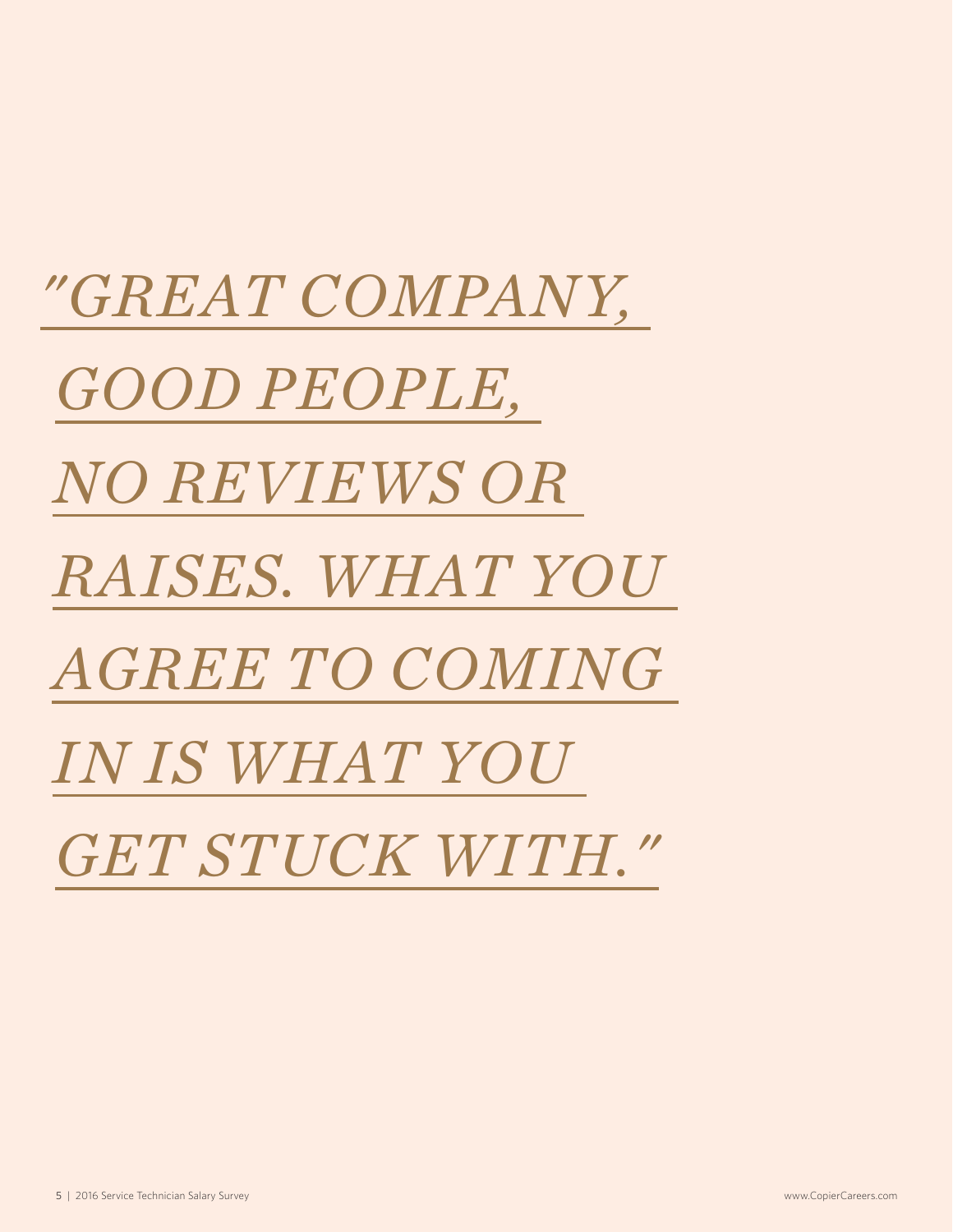*"GREAT COMPANY, GOOD PEOPLE, NO REVIEWS OR RAISES. WHAT YOU AGREE TO COMING IN IS WHAT YOU GET STUCK WITH."*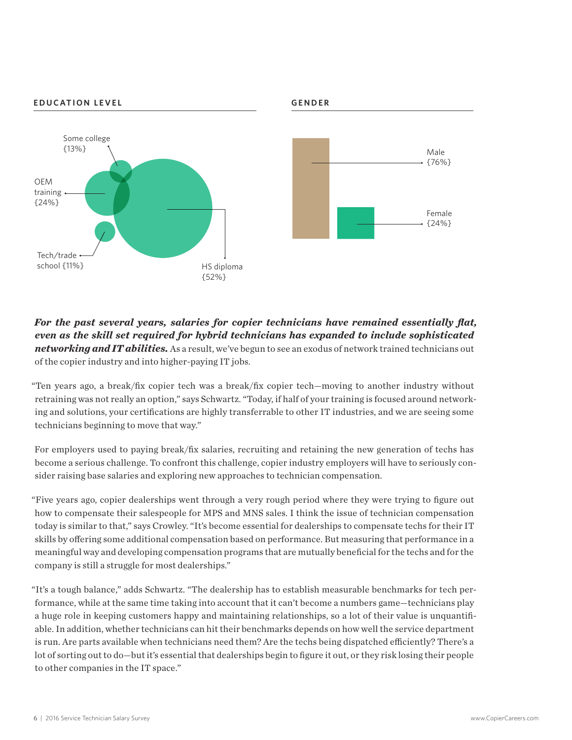**EDUCATION LEVEL**

Some college {13%}

OEM training {24%}

Tech/trade school {11%}

HS diploma {52%}

**GENDER**

Male {76%}

Female {24%}

***For the past several years, salaries for copier technicians have remained essentially flat, even as the skill set required for hybrid technicians has expanded to include sophisticated networking and IT abilities.*** As a result, we've begun to see an exodus of network trained technicians out of the copier industry and into higher-paying IT jobs.

"Ten years ago, a break/fix copier tech was a break/fix copier tech—moving to another industry without retraining was not really an option," says Schwartz. "Today, if half of your training is focused around networking and solutions, your certifications are highly transferrable to other IT industries, and we are seeing some technicians beginning to move that way."

For employers used to paying break/fix salaries, recruiting and retaining the new generation of techs has become a serious challenge. To confront this challenge, copier industry employers will have to seriously consider raising base salaries and exploring new approaches to technician compensation.

"Five years ago, copier dealerships went through a very rough period where they were trying to figure out how to compensate their salespeople for MPS and MNS sales. I think the issue of technician compensation today is similar to that," says Crowley. "It's become essential for dealerships to compensate techs for their IT skills by offering some additional compensation based on performance. But measuring that performance in a meaningful way and developing compensation programs that are mutually beneficial for the techs and for the company is still a struggle for most dealerships."

"It's a tough balance," adds Schwartz. "The dealership has to establish measurable benchmarks for tech performance, while at the same time taking into account that it can't become a numbers game—technicians play a huge role in keeping customers happy and maintaining relationships, so a lot of their value is unquantifiable. In addition, whether technicians can hit their benchmarks depends on how well the service department is run. Are parts available when technicians need them? Are the techs being dispatched efficiently? There's a lot of sorting out to do—but it's essential that dealerships begin to figure it out, or they risk losing their people to other companies in the IT space."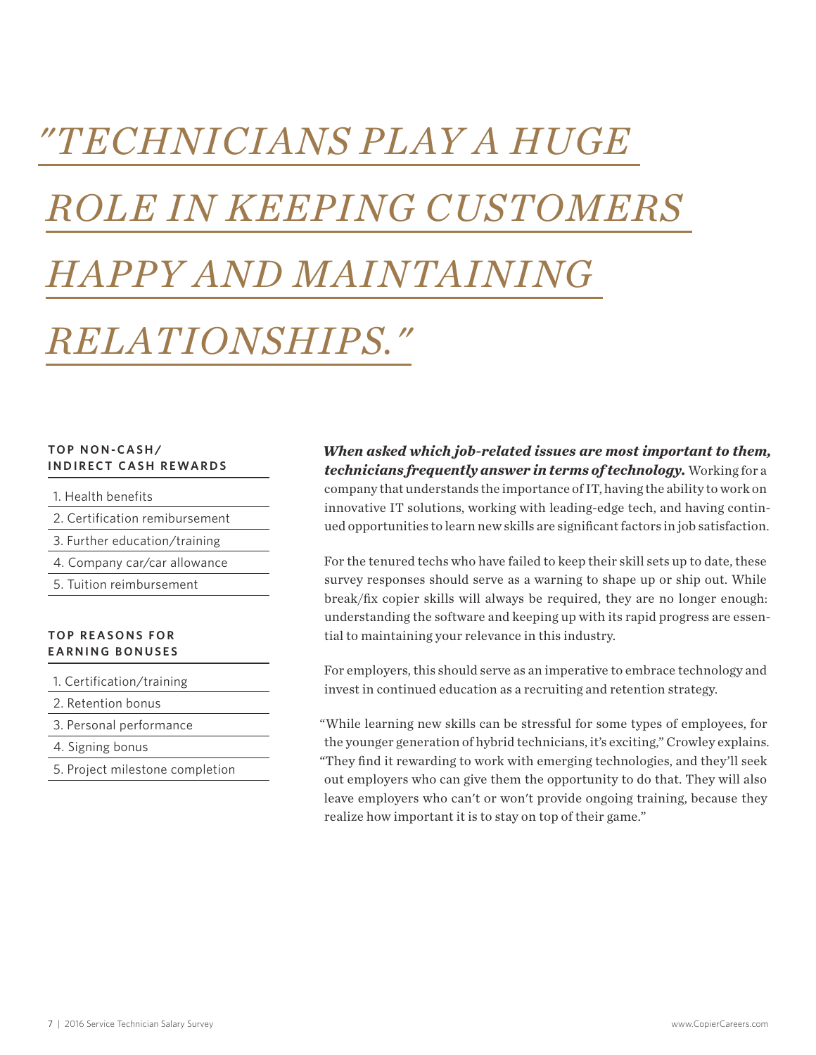# *"TECHNICIANS PLAY A HUGE ROLE IN KEEPING CUSTOMERS HAPPY AND MAINTAINING RELATIONSHIPS."*

**TOP NON-CASH/ INDIRECT CASH REWARDS**

1. Health benefits
2. Certification remibursement
3. Further education/training
4. Company car/car allowance
5. Tuition reimbursement

**TOP REASONS FOR EARNING BONUSES**

1. Certification/training
2. Retention bonus
3. Personal performance
4. Signing bonus
5. Project milestone completion

***When asked which job-related issues are most important to them, technicians frequently answer in terms of technology.*** Working for a company that understands the importance of IT, having the ability to work on innovative IT solutions, working with leading-edge tech, and having continued opportunities to learn new skills are significant factors in job satisfaction.

For the tenured techs who have failed to keep their skill sets up to date, these survey responses should serve as a warning to shape up or ship out. While break/fix copier skills will always be required, they are no longer enough: understanding the software and keeping up with its rapid progress are essential to maintaining your relevance in this industry.

For employers, this should serve as an imperative to embrace technology and invest in continued education as a recruiting and retention strategy.

"While learning new skills can be stressful for some types of employees, for the younger generation of hybrid technicians, it's exciting," Crowley explains. "They find it rewarding to work with emerging technologies, and they'll seek out employers who can give them the opportunity to do that. They will also leave employers who can't or won't provide ongoing training, because they realize how important it is to stay on top of their game."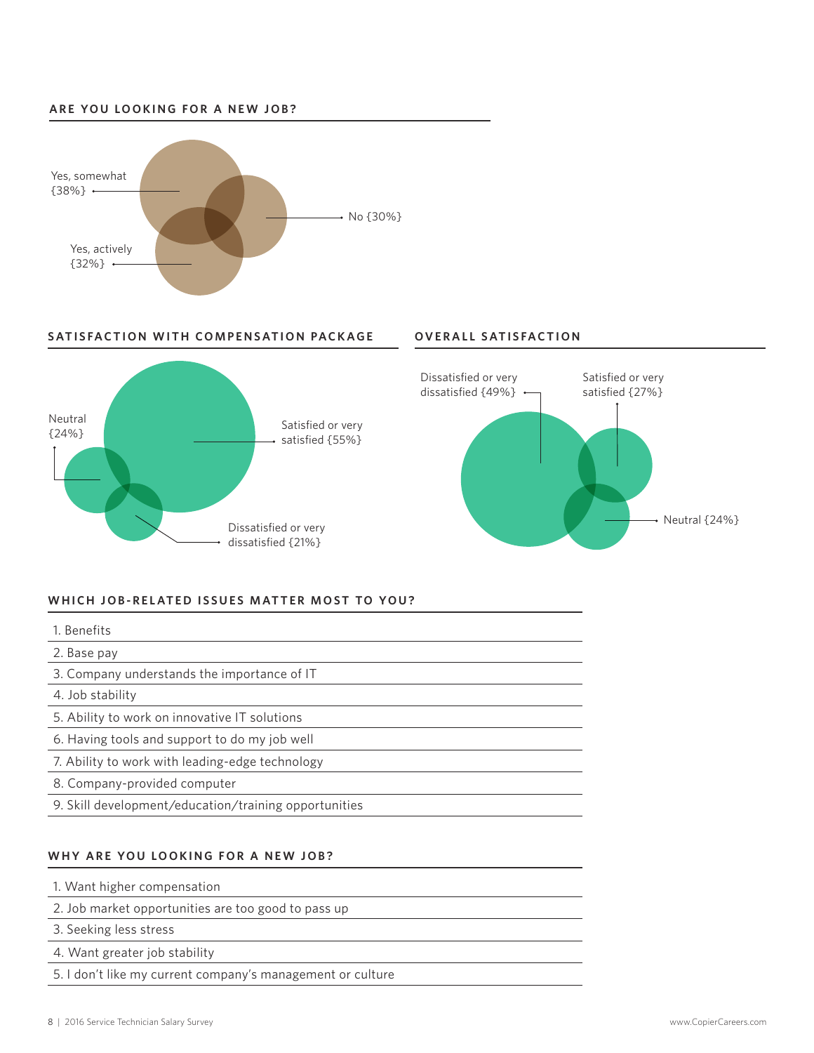## ARE YOU LOOKING FOR A NEW JOB?

Yes, somewhat {38%}

No {30%}

Yes, actively {32%}

## SATISFACTION WITH COMPENSATION PACKAGE

Neutral {24%}

Satisfied or very satisfied {55%}

Dissatisfied or very dissatisfied {21%}

## OVERALL SATISFACTION

Dissatisfied or very dissatisfied {49%}

Satisfied or very satisfied {27%}

Neutral {24%}

## WHICH JOB-RELATED ISSUES MATTER MOST TO YOU?

1. Benefits
2. Base pay
3. Company understands the importance of IT
4. Job stability
5. Ability to work on innovative IT solutions
6. Having tools and support to do my job well
7. Ability to work with leading-edge technology
8. Company-provided computer
9. Skill development/education/training opportunities

## WHY ARE YOU LOOKING FOR A NEW JOB?

1. Want higher compensation
2. Job market opportunities are too good to pass up
3. Seeking less stress
4. Want greater job stability
5. I don't like my current company's management or culture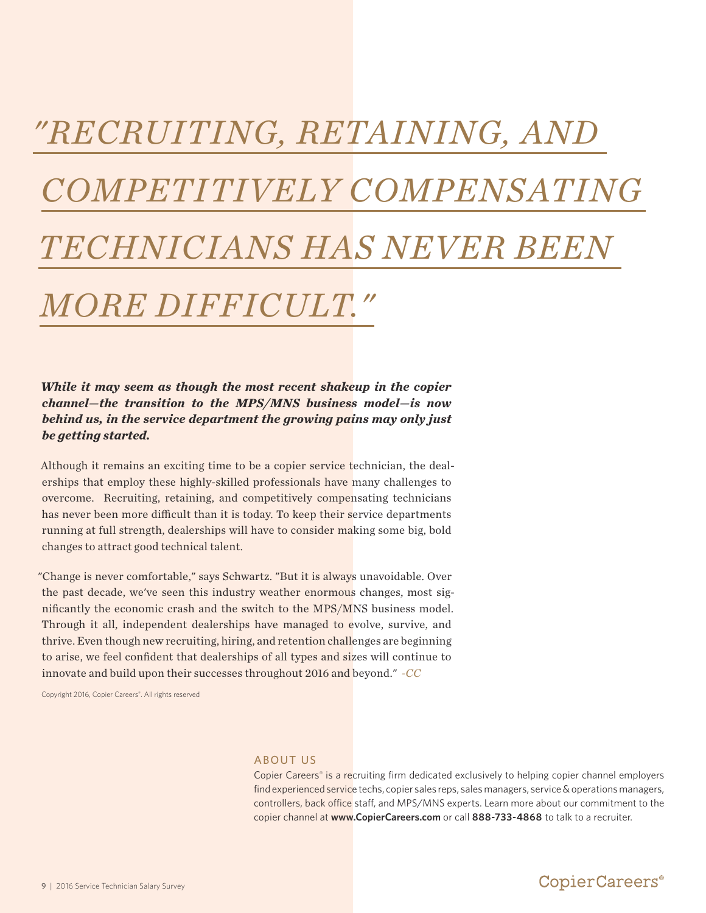# *"RECRUITING, RETAINING, AND COMPETITIVELY COMPENSATING TECHNICIANS HAS NEVER BEEN MORE DIFFICULT."*

***While it may seem as though the most recent shakeup in the copier channel—the transition to the MPS/MNS business model—is now behind us, in the service department the growing pains may only just be getting started.***

Although it remains an exciting time to be a copier service technician, the dealerships that employ these highly-skilled professionals have many challenges to overcome. Recruiting, retaining, and competitively compensating technicians has never been more difficult than it is today. To keep their service departments running at full strength, dealerships will have to consider making some big, bold changes to attract good technical talent.

"Change is never comfortable," says Schwartz. "But it is always unavoidable. Over the past decade, we've seen this industry weather enormous changes, most significantly the economic crash and the switch to the MPS/MNS business model. Through it all, independent dealerships have managed to evolve, survive, and thrive. Even though new recruiting, hiring, and retention challenges are beginning to arise, we feel confident that dealerships of all types and sizes will continue to innovate and build upon their successes throughout 2016 and beyond." *-CC*

Copyright 2016, Copier Careers®. All rights reserved

## ABOUT US

Copier Careers® is a recruiting firm dedicated exclusively to helping copier channel employers find experienced service techs, copier sales reps, sales managers, service & operations managers, controllers, back office staff, and MPS/MNS experts. Learn more about our commitment to the copier channel at **www.CopierCareers.com** or call **888-733-4868** to talk to a recruiter.

CopierCareers®